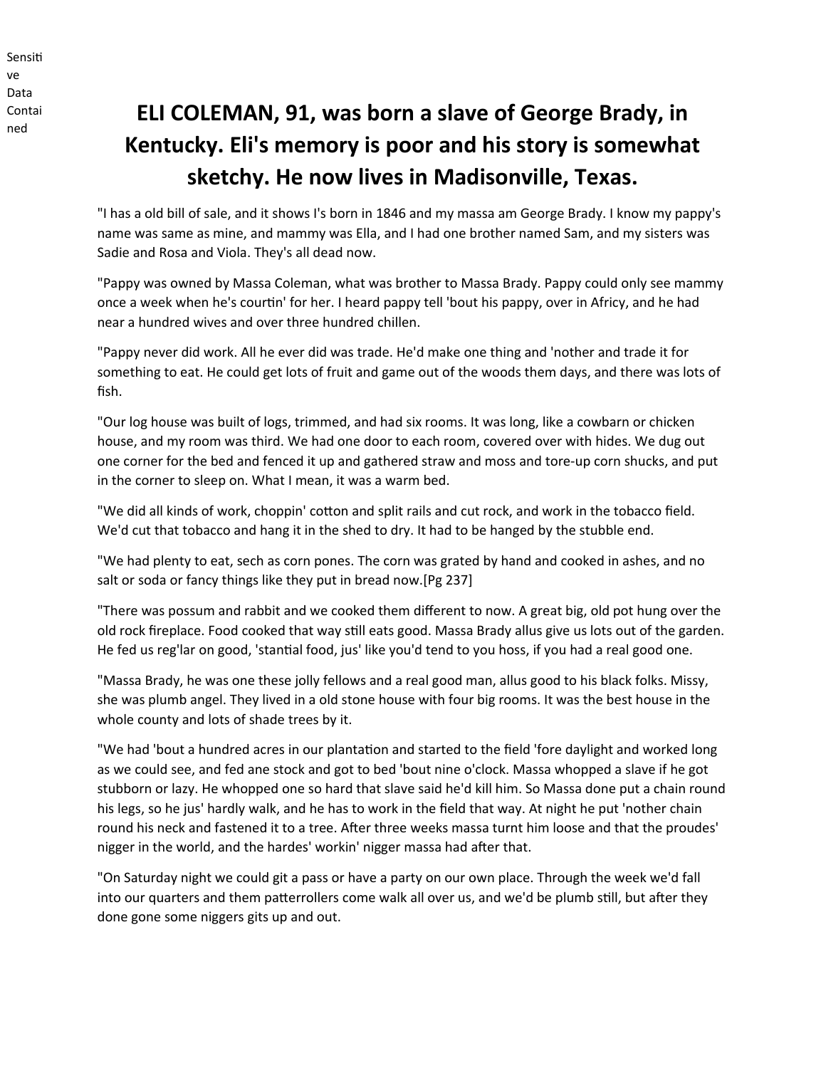# ELI COLEMAN, 91, was born a slave of George Brady, in Kentucky. Eli's memory is poor and his story is somewhat sketchy. He now lives in Madisonville, Texas.

"I has a old bill of sale, and it shows I's born in 1846 and my massa am George Brady. I know my pappy's name was same as mine, and mammy was Ella, and I had one brother named Sam, and my sisters was Sadie and Rosa and Viola. They's all dead now.

"Pappy was owned by Massa Coleman, what was brother to Massa Brady. Pappy could only see mammy once a week when he's courtin' for her. I heard pappy tell 'bout his pappy, over in Africy, and he had near a hundred wives and over three hundred chillen.

"Pappy never did work. All he ever did was trade. He'd make one thing and 'nother and trade it for something to eat. He could get lots of fruit and game out of the woods them days, and there was lots of fish.

"Our log house was built of logs, trimmed, and had six rooms. It was long, like a cowbarn or chicken house, and my room was third. We had one door to each room, covered over with hides. We dug out one corner for the bed and fenced it up and gathered straw and moss and tore-up corn shucks, and put in the corner to sleep on. What I mean, it was a warm bed.

"We did all kinds of work, choppin' cotton and split rails and cut rock, and work in the tobacco field. We'd cut that tobacco and hang it in the shed to dry. It had to be hanged by the stubble end.

"We had plenty to eat, sech as corn pones. The corn was grated by hand and cooked in ashes, and no salt or soda or fancy things like they put in bread now.[Pg 237]

"There was possum and rabbit and we cooked them different to now. A great big, old pot hung over the old rock fireplace. Food cooked that way still eats good. Massa Brady allus give us lots out of the garden. He fed us reg'lar on good, 'stantial food, jus' like you'd tend to you hoss, if you had a real good one.

"Massa Brady, he was one these jolly fellows and a real good man, allus good to his black folks. Missy, she was plumb angel. They lived in a old stone house with four big rooms. It was the best house in the whole county and lots of shade trees by it.

"We had 'bout a hundred acres in our plantation and started to the field 'fore daylight and worked long as we could see, and fed ane stock and got to bed 'bout nine o'clock. Massa whopped a slave if he got stubborn or lazy. He whopped one so hard that slave said he'd kill him. So Massa done put a chain round his legs, so he jus' hardly walk, and he has to work in the field that way. At night he put 'nother chain round his neck and fastened it to a tree. After three weeks massa turnt him loose and that the proudes' nigger in the world, and the hardes' workin' nigger massa had after that.

"On Saturday night we could git a pass or have a party on our own place. Through the week we'd fall into our quarters and them patterrollers come walk all over us, and we'd be plumb still, but after they done gone some niggers gits up and out.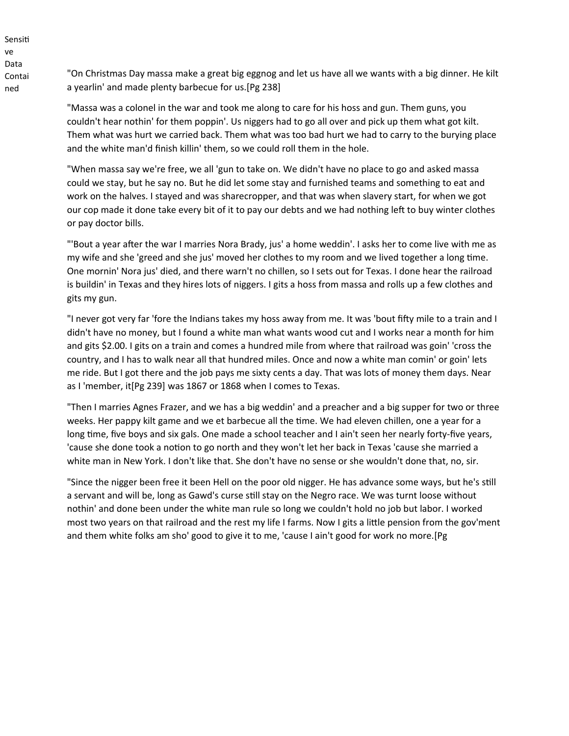Sensitive Data Contained

"On Christmas Day massa make a great big eggnog and let us have all we wants with a big dinner. He kilt a yearlin' and made plenty barbecue for us.[Pg 238]

"Massa was a colonel in the war and took me along to care for his hoss and gun. Them guns, you couldn't hear nothin' for them poppin'. Us niggers had to go all over and pick up them what got kilt. Them what was hurt we carried back. Them what was too bad hurt we had to carry to the burying place and the white man'd finish killin' them, so we could roll them in the hole.

"When massa say we're free, we all 'gun to take on. We didn't have no place to go and asked massa could we stay, but he say no. But he did let some stay and furnished teams and something to eat and work on the halves. I stayed and was sharecropper, and that was when slavery start, for when we got our cop made it done take every bit of it to pay our debts and we had nothing left to buy winter clothes or pay doctor bills.

"'Bout a year after the war I marries Nora Brady, jus' a home weddin'. I asks her to come live with me as my wife and she 'greed and she jus' moved her clothes to my room and we lived together a long time. One mornin' Nora jus' died, and there warn't no chillen, so I sets out for Texas. I done hear the railroad is buildin' in Texas and they hires lots of niggers. I gits a hoss from massa and rolls up a few clothes and gits my gun.

"I never got very far 'fore the Indians takes my hoss away from me. It was 'bout fifty mile to a train and I didn't have no money, but I found a white man what wants wood cut and I works near a month for him and gits $2.00. I gits on a train and comes a hundred mile from where that railroad was goin' 'cross the country, and I has to walk near all that hundred miles. Once and now a white man comin' or goin' lets me ride. But I got there and the job pays me sixty cents a day. That was lots of money them days. Near as I 'member, it[Pg 239] was 1867 or 1868 when I comes to Texas.

"Then I marries Agnes Frazer, and we has a big weddin' and a preacher and a big supper for two or three weeks. Her pappy kilt game and we et barbecue all the time. We had eleven chillen, one a year for a long time, five boys and six gals. One made a school teacher and I ain't seen her nearly forty-five years, 'cause she done took a notion to go north and they won't let her back in Texas 'cause she married a white man in New York. I don't like that. She don't have no sense or she wouldn't done that, no, sir.

"Since the nigger been free it been Hell on the poor old nigger. He has advance some ways, but he's still a servant and will be, long as Gawd's curse still stay on the Negro race. We was turnt loose without nothin' and done been under the white man rule so long we couldn't hold no job but labor. I worked most two years on that railroad and the rest my life I farms. Now I gits a little pension from the gov'ment and them white folks am sho' good to give it to me, 'cause I ain't good for work no more.[Pg